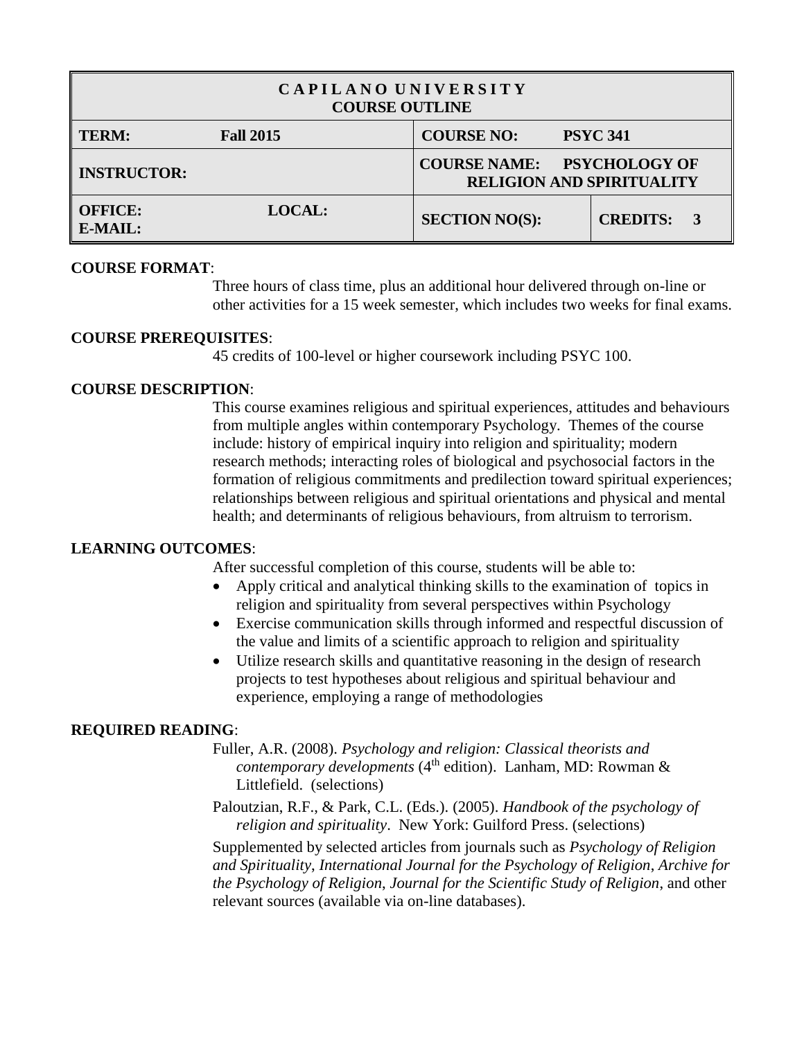| CAPILANO UNIVERSITY<br>COURSE OUTLINE | | | |
|---|---|---|---|
| **TERM:** | **Fall 2015** | **COURSE NO:** | **PSYC 341** |
| **INSTRUCTOR:** | | **COURSE NAME:** | **PSYCHOLOGY OF RELIGION AND SPIRITUALITY** |
| **OFFICE:**<br>**E-MAIL:** | **LOCAL:** | **SECTION NO(S):** | **CREDITS: 3** |

**COURSE FORMAT**:

Three hours of class time, plus an additional hour delivered through on-line or other activities for a 15 week semester, which includes two weeks for final exams.

**COURSE PREREQUISITES**:

45 credits of 100-level or higher coursework including PSYC 100.

**COURSE DESCRIPTION**:

This course examines religious and spiritual experiences, attitudes and behaviours from multiple angles within contemporary Psychology. Themes of the course include: history of empirical inquiry into religion and spirituality; modern research methods; interacting roles of biological and psychosocial factors in the formation of religious commitments and predilection toward spiritual experiences; relationships between religious and spiritual orientations and physical and mental health; and determinants of religious behaviours, from altruism to terrorism.

**LEARNING OUTCOMES**:

After successful completion of this course, students will be able to:

- Apply critical and analytical thinking skills to the examination of topics in religion and spirituality from several perspectives within Psychology
- Exercise communication skills through informed and respectful discussion of the value and limits of a scientific approach to religion and spirituality
- Utilize research skills and quantitative reasoning in the design of research projects to test hypotheses about religious and spiritual behaviour and experience, employing a range of methodologies

**REQUIRED READING**:

Fuller, A.R. (2008). *Psychology and religion: Classical theorists and contemporary developments* (4th edition). Lanham, MD: Rowman & Littlefield. (selections)

Paloutzian, R.F., & Park, C.L. (Eds.). (2005). *Handbook of the psychology of religion and spirituality*. New York: Guilford Press. (selections)

Supplemented by selected articles from journals such as *Psychology of Religion and Spirituality*, *International Journal for the Psychology of Religion*, *Archive for the Psychology of Religion*, *Journal for the Scientific Study of Religion*, and other relevant sources (available via on-line databases).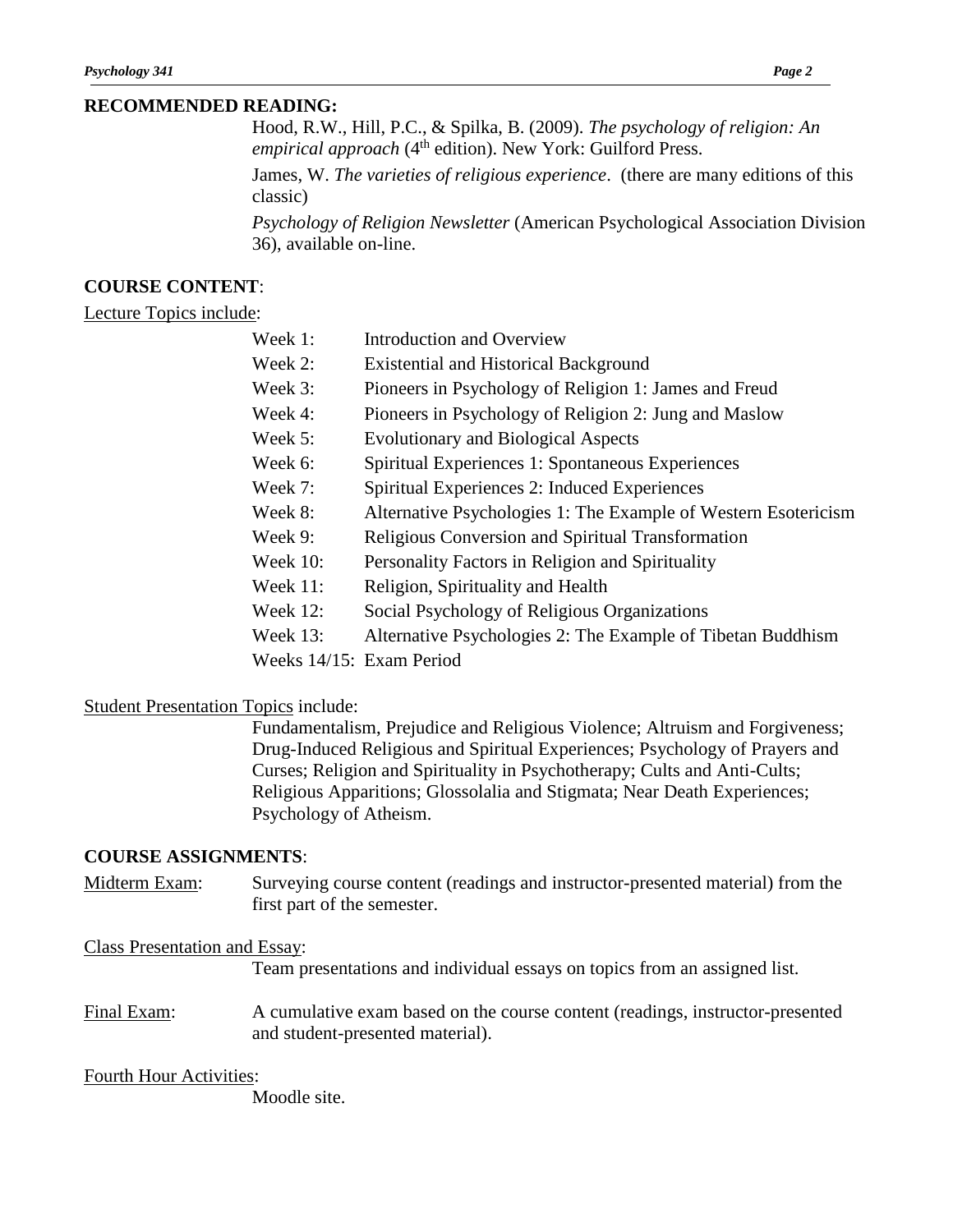## RECOMMENDED READING:

Hood, R.W., Hill, P.C., & Spilka, B. (2009). *The psychology of religion: An empirical approach* (4th edition). New York: Guilford Press.

James, W. *The varieties of religious experience*. (there are many editions of this classic)

*Psychology of Religion Newsletter* (American Psychological Association Division 36), available on-line.

## COURSE CONTENT:

Lecture Topics include:

- Week 1: Introduction and Overview
- Week 2: Existential and Historical Background
- Week 3: Pioneers in Psychology of Religion 1: James and Freud
- Week 4: Pioneers in Psychology of Religion 2: Jung and Maslow
- Week 5: Evolutionary and Biological Aspects
- Week 6: Spiritual Experiences 1: Spontaneous Experiences
- Week 7: Spiritual Experiences 2: Induced Experiences
- Week 8: Alternative Psychologies 1: The Example of Western Esotericism
- Week 9: Religious Conversion and Spiritual Transformation
- Week 10: Personality Factors in Religion and Spirituality
- Week 11: Religion, Spirituality and Health
- Week 12: Social Psychology of Religious Organizations
- Week 13: Alternative Psychologies 2: The Example of Tibetan Buddhism
- Weeks 14/15: Exam Period

Student Presentation Topics include:

Fundamentalism, Prejudice and Religious Violence; Altruism and Forgiveness; Drug-Induced Religious and Spiritual Experiences; Psychology of Prayers and Curses; Religion and Spirituality in Psychotherapy; Cults and Anti-Cults; Religious Apparitions; Glossolalia and Stigmata; Near Death Experiences; Psychology of Atheism.

## COURSE ASSIGNMENTS:

Midterm Exam: Surveying course content (readings and instructor-presented material) from the first part of the semester.

Class Presentation and Essay:
Team presentations and individual essays on topics from an assigned list.

Final Exam: A cumulative exam based on the course content (readings, instructor-presented and student-presented material).

Fourth Hour Activities:
Moodle site.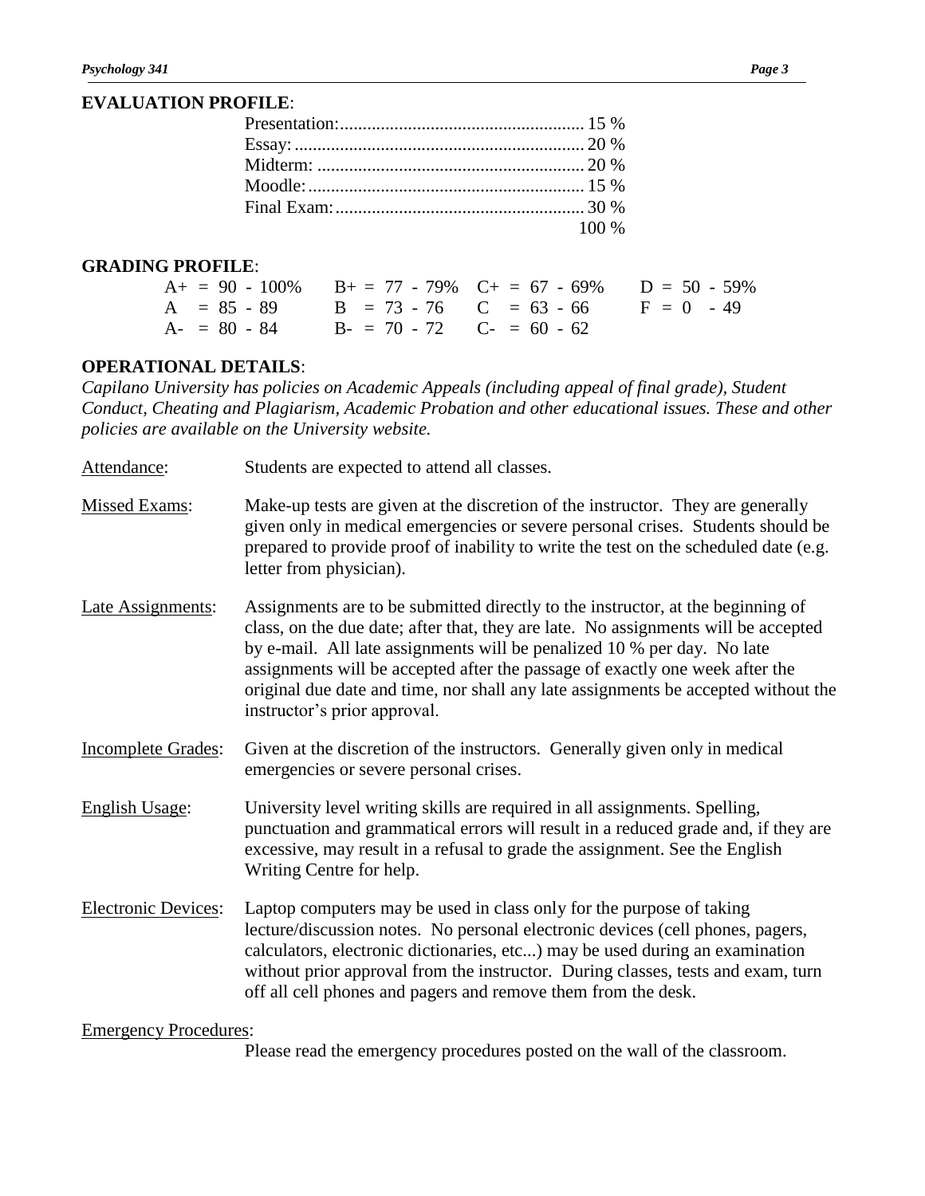**EVALUATION PROFILE**:

| | |
|---|---|
| Presentation: | 15 % |
| Essay: | 20 % |
| Midterm: | 20 % |
| Moodle: | 15 % |
| Final Exam: | 30 % |
| | 100 % |

**GRADING PROFILE**:

| | | | |
|---|---|---|---|
| A+ = 90 - 100% | B+ = 77 - 79% | C+ = 67 - 69% | D = 50 - 59% |
| A = 85 - 89 | B = 73 - 76 | C = 63 - 66 | F = 0 - 49 |
| A- = 80 - 84 | B- = 70 - 72 | C- = 60 - 62 | |

**OPERATIONAL DETAILS**:

*Capilano University has policies on Academic Appeals (including appeal of final grade), Student Conduct, Cheating and Plagiarism, Academic Probation and other educational issues. These and other policies are available on the University website.*

<u>Attendance</u>: Students are expected to attend all classes.

<u>Missed Exams</u>: Make-up tests are given at the discretion of the instructor. They are generally given only in medical emergencies or severe personal crises. Students should be prepared to provide proof of inability to write the test on the scheduled date (e.g. letter from physician).

<u>Late Assignments</u>: Assignments are to be submitted directly to the instructor, at the beginning of class, on the due date; after that, they are late. No assignments will be accepted by e-mail. All late assignments will be penalized 10 % per day. No late assignments will be accepted after the passage of exactly one week after the original due date and time, nor shall any late assignments be accepted without the instructor's prior approval.

<u>Incomplete Grades</u>: Given at the discretion of the instructors. Generally given only in medical emergencies or severe personal crises.

<u>English Usage</u>: University level writing skills are required in all assignments. Spelling, punctuation and grammatical errors will result in a reduced grade and, if they are excessive, may result in a refusal to grade the assignment. See the English Writing Centre for help.

<u>Electronic Devices</u>: Laptop computers may be used in class only for the purpose of taking lecture/discussion notes. No personal electronic devices (cell phones, pagers, calculators, electronic dictionaries, etc...) may be used during an examination without prior approval from the instructor. During classes, tests and exam, turn off all cell phones and pagers and remove them from the desk.

<u>Emergency Procedures</u>:

Please read the emergency procedures posted on the wall of the classroom.